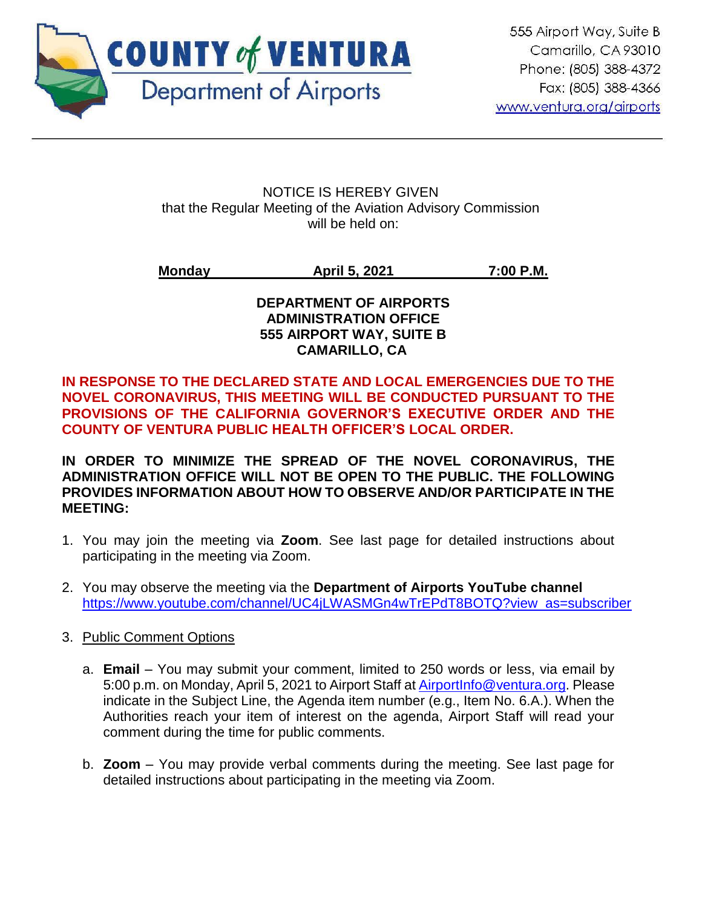**COUNTY of VENTURA**
**Department of Airports**

555 Airport Way, Suite B
Camarillo, CA 93010
Phone: (805) 388-4372
Fax: (805) 388-4366
www.ventura.org/airports

---

NOTICE IS HEREBY GIVEN
that the Regular Meeting of the Aviation Advisory Commission
will be held on:

**Monday April 5, 2021 7:00 P.M.**

**DEPARTMENT OF AIRPORTS**
**ADMINISTRATION OFFICE**
**555 AIRPORT WAY, SUITE B**
**CAMARILLO, CA**

**IN RESPONSE TO THE DECLARED STATE AND LOCAL EMERGENCIES DUE TO THE NOVEL CORONAVIRUS, THIS MEETING WILL BE CONDUCTED PURSUANT TO THE PROVISIONS OF THE CALIFORNIA GOVERNOR'S EXECUTIVE ORDER AND THE COUNTY OF VENTURA PUBLIC HEALTH OFFICER'S LOCAL ORDER.**

**IN ORDER TO MINIMIZE THE SPREAD OF THE NOVEL CORONAVIRUS, THE ADMINISTRATION OFFICE WILL NOT BE OPEN TO THE PUBLIC. THE FOLLOWING PROVIDES INFORMATION ABOUT HOW TO OBSERVE AND/OR PARTICIPATE IN THE MEETING:**

1. You may join the meeting via **Zoom**. See last page for detailed instructions about participating in the meeting via Zoom.

2. You may observe the meeting via the **Department of Airports YouTube channel** https://www.youtube.com/channel/UC4jLWASMGn4wTrEPdT8BOTQ?view_as=subscriber

3. Public Comment Options

   a. **Email** – You may submit your comment, limited to 250 words or less, via email by 5:00 p.m. on Monday, April 5, 2021 to Airport Staff at AirportInfo@ventura.org. Please indicate in the Subject Line, the Agenda item number (e.g., Item No. 6.A.). When the Authorities reach your item of interest on the agenda, Airport Staff will read your comment during the time for public comments.

   b. **Zoom** – You may provide verbal comments during the meeting. See last page for detailed instructions about participating in the meeting via Zoom.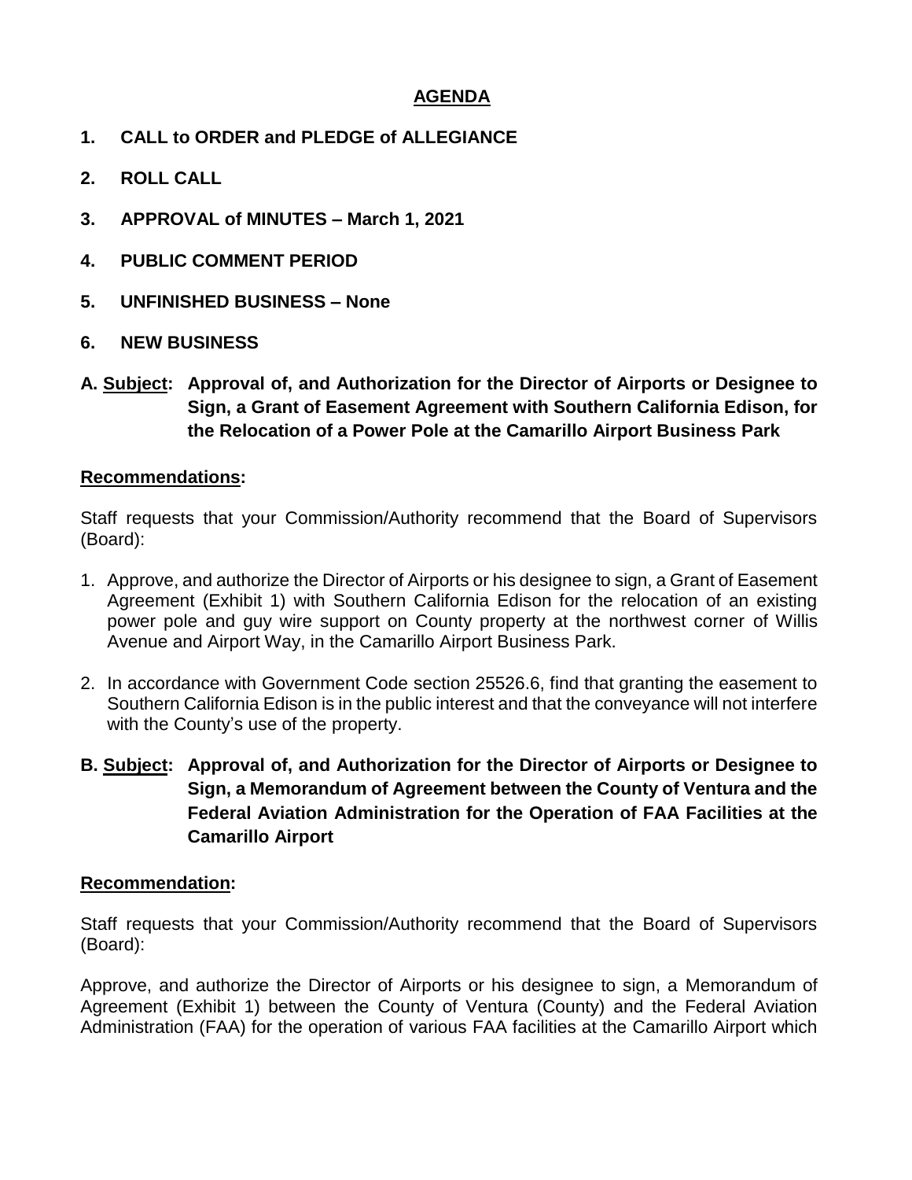## AGENDA

**1. CALL to ORDER and PLEDGE of ALLEGIANCE**

**2. ROLL CALL**

**3. APPROVAL of MINUTES – March 1, 2021**

**4. PUBLIC COMMENT PERIOD**

**5. UNFINISHED BUSINESS – None**

**6. NEW BUSINESS**

**A. Subject: Approval of, and Authorization for the Director of Airports or Designee to Sign, a Grant of Easement Agreement with Southern California Edison, for the Relocation of a Power Pole at the Camarillo Airport Business Park**

**Recommendations:**

Staff requests that your Commission/Authority recommend that the Board of Supervisors (Board):

1. Approve, and authorize the Director of Airports or his designee to sign, a Grant of Easement Agreement (Exhibit 1) with Southern California Edison for the relocation of an existing power pole and guy wire support on County property at the northwest corner of Willis Avenue and Airport Way, in the Camarillo Airport Business Park.
2. In accordance with Government Code section 25526.6, find that granting the easement to Southern California Edison is in the public interest and that the conveyance will not interfere with the County's use of the property.

**B. Subject: Approval of, and Authorization for the Director of Airports or Designee to Sign, a Memorandum of Agreement between the County of Ventura and the Federal Aviation Administration for the Operation of FAA Facilities at the Camarillo Airport**

**Recommendation:**

Staff requests that your Commission/Authority recommend that the Board of Supervisors (Board):

Approve, and authorize the Director of Airports or his designee to sign, a Memorandum of Agreement (Exhibit 1) between the County of Ventura (County) and the Federal Aviation Administration (FAA) for the operation of various FAA facilities at the Camarillo Airport which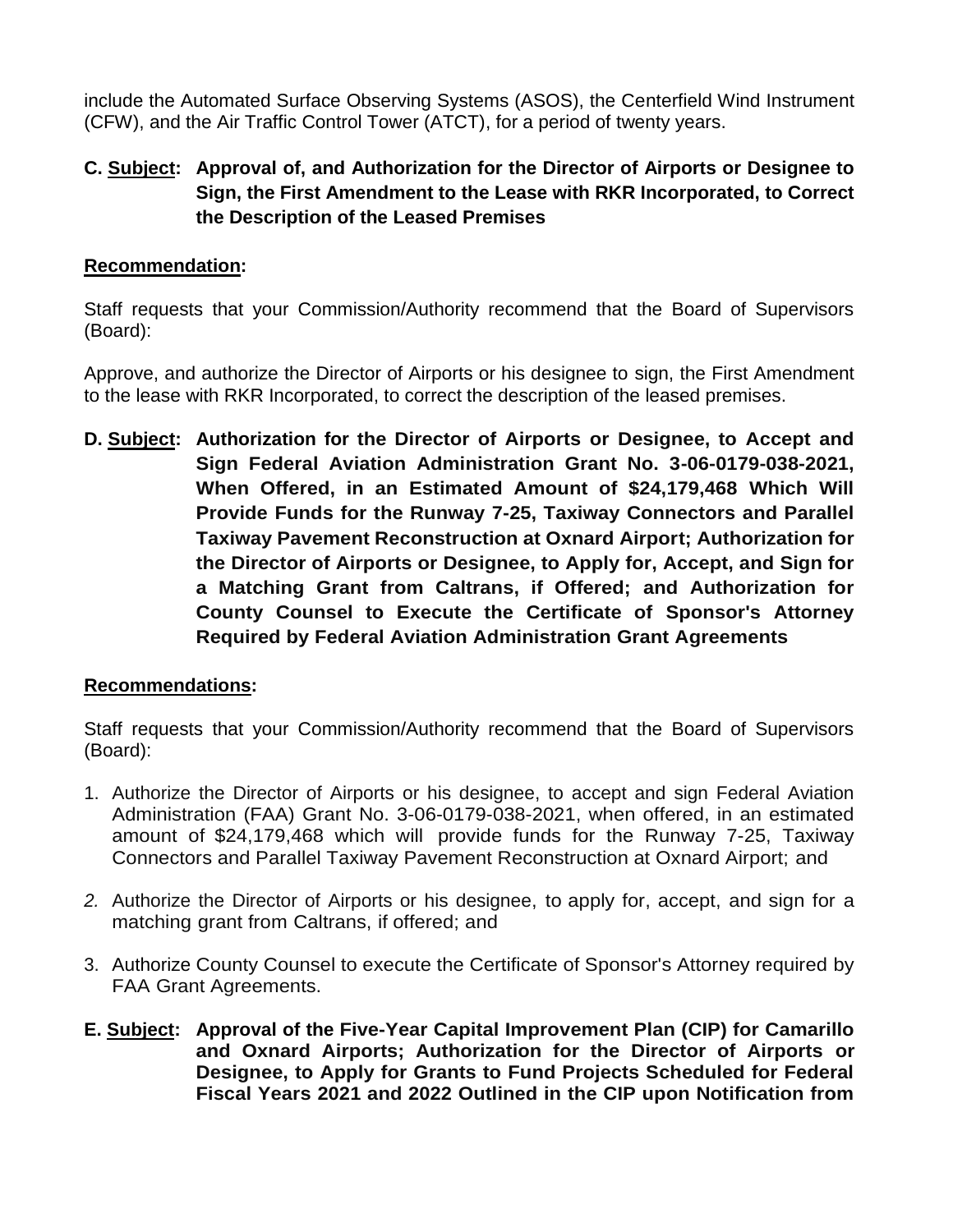include the Automated Surface Observing Systems (ASOS), the Centerfield Wind Instrument (CFW), and the Air Traffic Control Tower (ATCT), for a period of twenty years.

**C. <u>Subject</u>: Approval of, and Authorization for the Director of Airports or Designee to Sign, the First Amendment to the Lease with RKR Incorporated, to Correct the Description of the Leased Premises**

**<u>Recommendation</u>:**

Staff requests that your Commission/Authority recommend that the Board of Supervisors (Board):

Approve, and authorize the Director of Airports or his designee to sign, the First Amendment to the lease with RKR Incorporated, to correct the description of the leased premises.

**D. <u>Subject</u>: Authorization for the Director of Airports or Designee, to Accept and Sign Federal Aviation Administration Grant No. 3-06-0179-038-2021, When Offered, in an Estimated Amount of $24,179,468 Which Will Provide Funds for the Runway 7-25, Taxiway Connectors and Parallel Taxiway Pavement Reconstruction at Oxnard Airport; Authorization for the Director of Airports or Designee, to Apply for, Accept, and Sign for a Matching Grant from Caltrans, if Offered; and Authorization for County Counsel to Execute the Certificate of Sponsor's Attorney Required by Federal Aviation Administration Grant Agreements**

**<u>Recommendations</u>:**

Staff requests that your Commission/Authority recommend that the Board of Supervisors (Board):

1. Authorize the Director of Airports or his designee, to accept and sign Federal Aviation Administration (FAA) Grant No. 3-06-0179-038-2021, when offered, in an estimated amount of $24,179,468 which will provide funds for the Runway 7-25, Taxiway Connectors and Parallel Taxiway Pavement Reconstruction at Oxnard Airport; and
2. Authorize the Director of Airports or his designee, to apply for, accept, and sign for a matching grant from Caltrans, if offered; and
3. Authorize County Counsel to execute the Certificate of Sponsor's Attorney required by FAA Grant Agreements.

**E. <u>Subject</u>: Approval of the Five-Year Capital Improvement Plan (CIP) for Camarillo and Oxnard Airports; Authorization for the Director of Airports or Designee, to Apply for Grants to Fund Projects Scheduled for Federal Fiscal Years 2021 and 2022 Outlined in the CIP upon Notification from**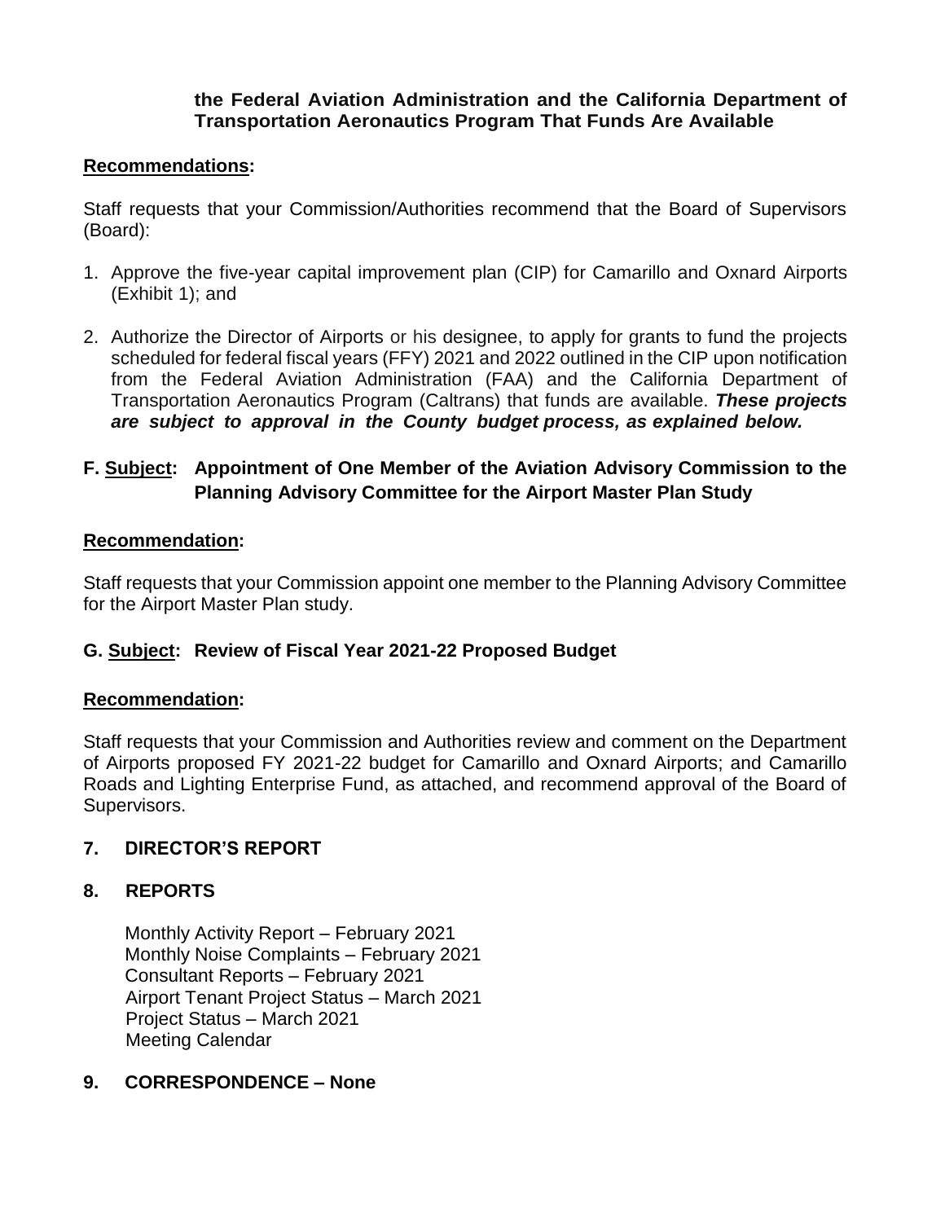**the Federal Aviation Administration and the California Department of Transportation Aeronautics Program That Funds Are Available**

**Recommendations:**

Staff requests that your Commission/Authorities recommend that the Board of Supervisors (Board):

1. Approve the five-year capital improvement plan (CIP) for Camarillo and Oxnard Airports (Exhibit 1); and
2. Authorize the Director of Airports or his designee, to apply for grants to fund the projects scheduled for federal fiscal years (FFY) 2021 and 2022 outlined in the CIP upon notification from the Federal Aviation Administration (FAA) and the California Department of Transportation Aeronautics Program (Caltrans) that funds are available. ***These projects are subject to approval in the County budget process, as explained below.***

**F. Subject: Appointment of One Member of the Aviation Advisory Commission to the Planning Advisory Committee for the Airport Master Plan Study**

**Recommendation:**

Staff requests that your Commission appoint one member to the Planning Advisory Committee for the Airport Master Plan study.

**G. Subject: Review of Fiscal Year 2021-22 Proposed Budget**

**Recommendation:**

Staff requests that your Commission and Authorities review and comment on the Department of Airports proposed FY 2021-22 budget for Camarillo and Oxnard Airports; and Camarillo Roads and Lighting Enterprise Fund, as attached, and recommend approval of the Board of Supervisors.

## 7. DIRECTOR'S REPORT

## 8. REPORTS

Monthly Activity Report – February 2021
Monthly Noise Complaints – February 2021
Consultant Reports – February 2021
Airport Tenant Project Status – March 2021
Project Status – March 2021
Meeting Calendar

## 9. CORRESPONDENCE – None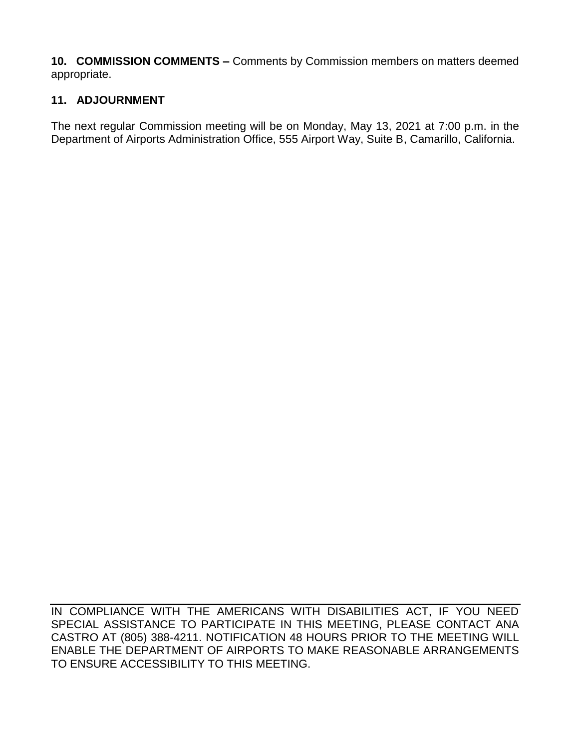**10. COMMISSION COMMENTS –** Comments by Commission members on matters deemed appropriate.

**11. ADJOURNMENT**

The next regular Commission meeting will be on Monday, May 13, 2021 at 7:00 p.m. in the Department of Airports Administration Office, 555 Airport Way, Suite B, Camarillo, California.

---

IN COMPLIANCE WITH THE AMERICANS WITH DISABILITIES ACT, IF YOU NEED SPECIAL ASSISTANCE TO PARTICIPATE IN THIS MEETING, PLEASE CONTACT ANA CASTRO AT (805) 388-4211. NOTIFICATION 48 HOURS PRIOR TO THE MEETING WILL ENABLE THE DEPARTMENT OF AIRPORTS TO MAKE REASONABLE ARRANGEMENTS TO ENSURE ACCESSIBILITY TO THIS MEETING.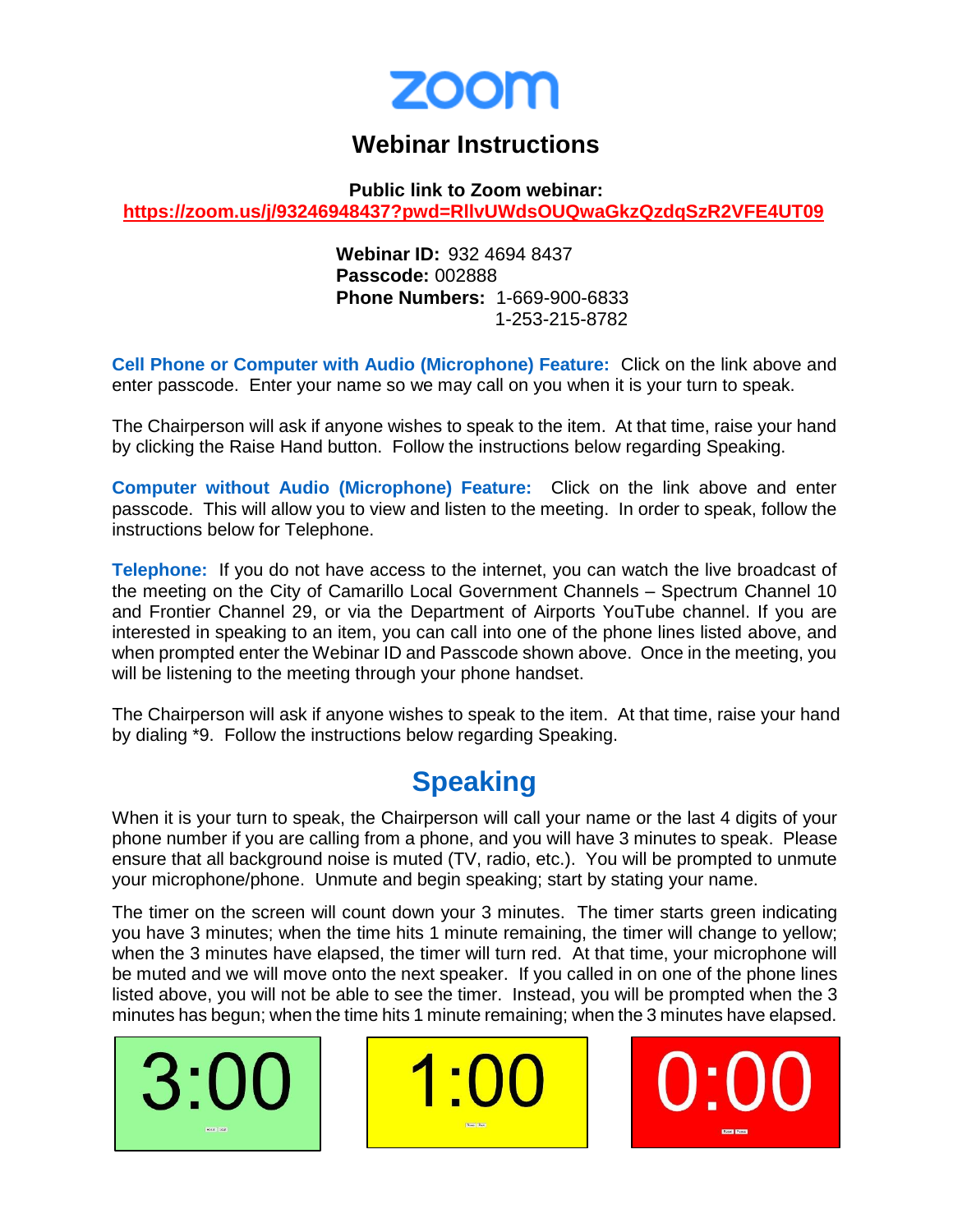zoom

# Webinar Instructions

**Public link to Zoom webinar:**
**https://zoom.us/j/93246948437?pwd=RllvUWdsOUQwaGkzQzdqSzR2VFE4UT09**

**Webinar ID:** 932 4694 8437
**Passcode:** 002888
**Phone Numbers:** 1-669-900-6833
1-253-215-8782

**Cell Phone or Computer with Audio (Microphone) Feature:** Click on the link above and enter passcode. Enter your name so we may call on you when it is your turn to speak.

The Chairperson will ask if anyone wishes to speak to the item. At that time, raise your hand by clicking the Raise Hand button. Follow the instructions below regarding Speaking.

**Computer without Audio (Microphone) Feature:** Click on the link above and enter passcode. This will allow you to view and listen to the meeting. In order to speak, follow the instructions below for Telephone.

**Telephone:** If you do not have access to the internet, you can watch the live broadcast of the meeting on the City of Camarillo Local Government Channels – Spectrum Channel 10 and Frontier Channel 29, or via the Department of Airports YouTube channel. If you are interested in speaking to an item, you can call into one of the phone lines listed above, and when prompted enter the Webinar ID and Passcode shown above. Once in the meeting, you will be listening to the meeting through your phone handset.

The Chairperson will ask if anyone wishes to speak to the item. At that time, raise your hand by dialing *9. Follow the instructions below regarding Speaking.

## Speaking

When it is your turn to speak, the Chairperson will call your name or the last 4 digits of your phone number if you are calling from a phone, and you will have 3 minutes to speak. Please ensure that all background noise is muted (TV, radio, etc.). You will be prompted to unmute your microphone/phone. Unmute and begin speaking; start by stating your name.

The timer on the screen will count down your 3 minutes. The timer starts green indicating you have 3 minutes; when the time hits 1 minute remaining, the timer will change to yellow; when the 3 minutes have elapsed, the timer will turn red. At that time, your microphone will be muted and we will move onto the next speaker. If you called in on one of the phone lines listed above, you will not be able to see the timer. Instead, you will be prompted when the 3 minutes has begun; when the time hits 1 minute remaining; when the 3 minutes have elapsed.

3:00

1:00

0:00